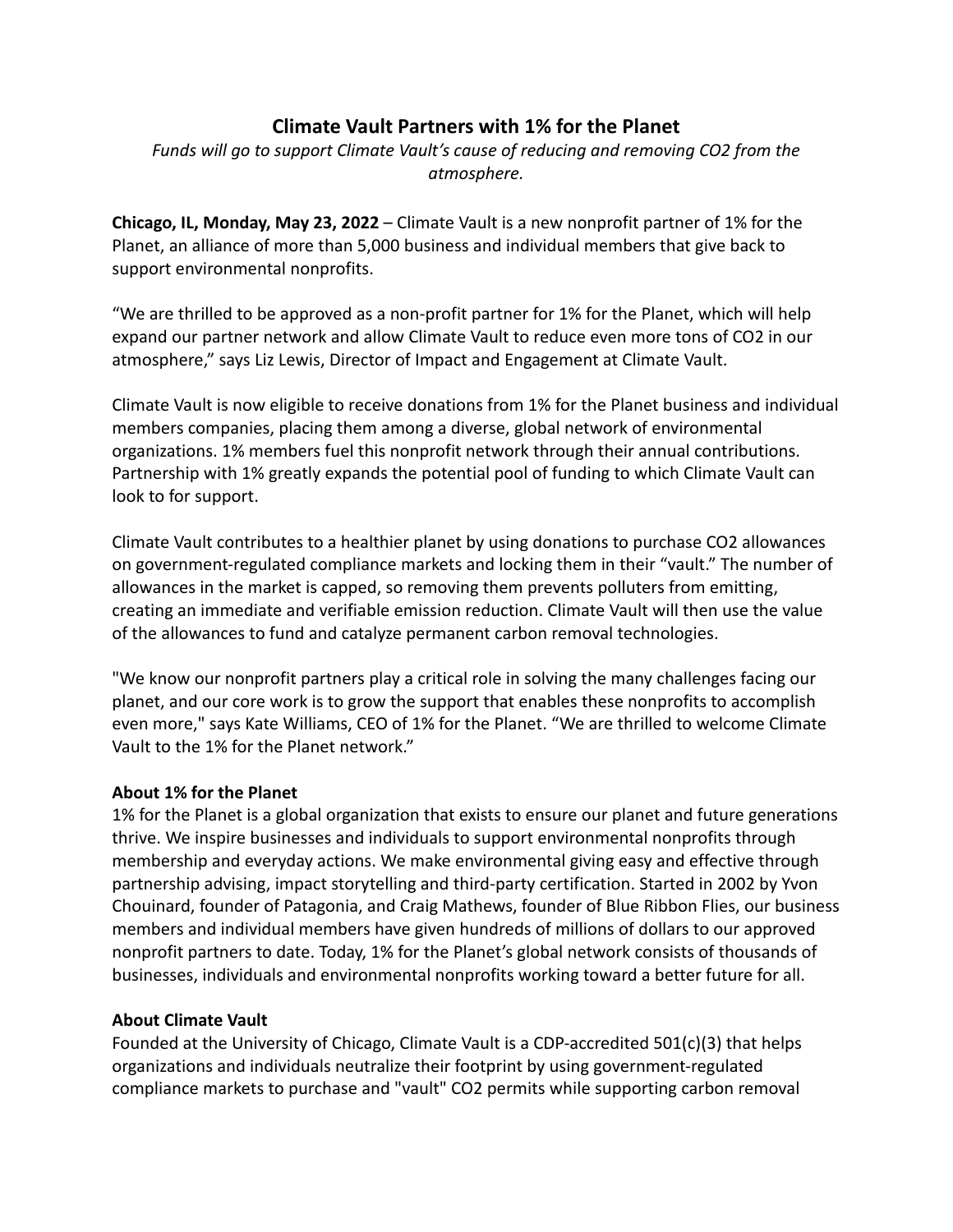# Climate Vault Partners with 1% for the Planet

*Funds will go to support Climate Vault's cause of reducing and removing $CO_2$ from the atmosphere.*

**Chicago, IL, Monday, May 23, 2022** – Climate Vault is a new nonprofit partner of 1% for the Planet, an alliance of more than 5,000 business and individual members that give back to support environmental nonprofits.

"We are thrilled to be approved as a non-profit partner for 1% for the Planet, which will help expand our partner network and allow Climate Vault to reduce even more tons of $CO_2$ in our atmosphere," says Liz Lewis, Director of Impact and Engagement at Climate Vault.

Climate Vault is now eligible to receive donations from 1% for the Planet business and individual members companies, placing them among a diverse, global network of environmental organizations. 1% members fuel this nonprofit network through their annual contributions. Partnership with 1% greatly expands the potential pool of funding to which Climate Vault can look to for support.

Climate Vault contributes to a healthier planet by using donations to purchase $CO_2$ allowances on government-regulated compliance markets and locking them in their "vault." The number of allowances in the market is capped, so removing them prevents polluters from emitting, creating an immediate and verifiable emission reduction. Climate Vault will then use the value of the allowances to fund and catalyze permanent carbon removal technologies.

"We know our nonprofit partners play a critical role in solving the many challenges facing our planet, and our core work is to grow the support that enables these nonprofits to accomplish even more," says Kate Williams, CEO of 1% for the Planet. "We are thrilled to welcome Climate Vault to the 1% for the Planet network."

**About 1% for the Planet**

1% for the Planet is a global organization that exists to ensure our planet and future generations thrive. We inspire businesses and individuals to support environmental nonprofits through membership and everyday actions. We make environmental giving easy and effective through partnership advising, impact storytelling and third-party certification. Started in 2002 by Yvon Chouinard, founder of Patagonia, and Craig Mathews, founder of Blue Ribbon Flies, our business members and individual members have given hundreds of millions of dollars to our approved nonprofit partners to date. Today, 1% for the Planet's global network consists of thousands of businesses, individuals and environmental nonprofits working toward a better future for all.

**About Climate Vault**

Founded at the University of Chicago, Climate Vault is a CDP-accredited 501(c)(3) that helps organizations and individuals neutralize their footprint by using government-regulated compliance markets to purchase and "vault" $CO_2$ permits while supporting carbon removal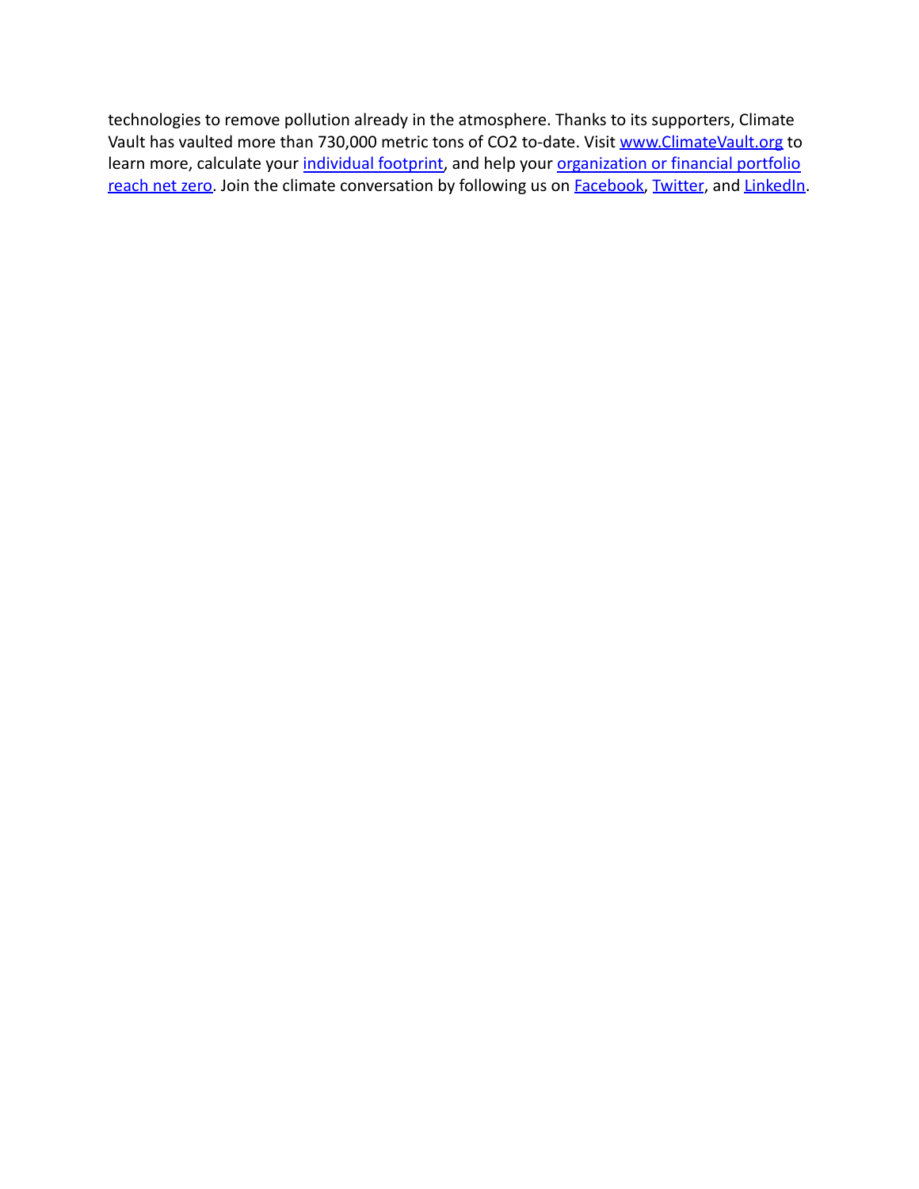technologies to remove pollution already in the atmosphere. Thanks to its supporters, Climate Vault has vaulted more than 730,000 metric tons of $CO_2$ to-date. Visit www.ClimateVault.org to learn more, calculate your individual footprint, and help your organization or financial portfolio reach net zero. Join the climate conversation by following us on Facebook, Twitter, and LinkedIn.